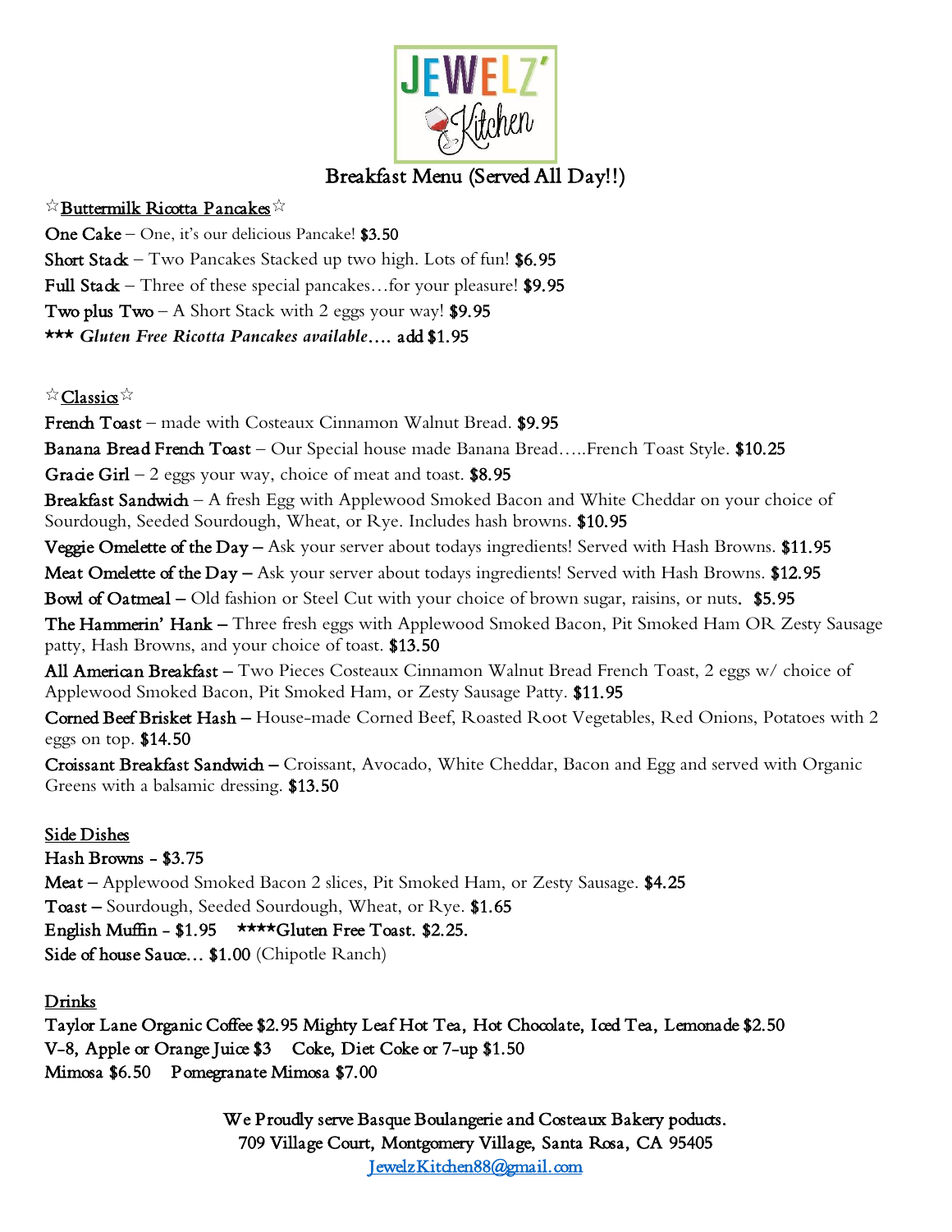# JEWELZ' Kitchen

## Breakfast Menu (Served All Day!!)

☆**Buttermilk Ricotta Pancakes**☆

**One Cake** – One, it's our delicious Pancake! **$3.50**

**Short Stack** – Two Pancakes Stacked up two high. Lots of fun! **$6.95**

**Full Stack** – Three of these special pancakes…for your pleasure! **$9.95**

**Two plus Two** – A Short Stack with 2 eggs your way! **$9.95**

***\*\*\* Gluten Free Ricotta Pancakes available….*** **add $1.95**

☆**Classics**☆

**French Toast** – made with Costeaux Cinnamon Walnut Bread. **$9.95**

**Banana Bread French Toast** – Our Special house made Banana Bread…..French Toast Style. **$10.25**

**Gracie Girl** – 2 eggs your way, choice of meat and toast. **$8.95**

**Breakfast Sandwich** – A fresh Egg with Applewood Smoked Bacon and White Cheddar on your choice of Sourdough, Seeded Sourdough, Wheat, or Rye. Includes hash browns. **$10.95**

**Veggie Omelette of the Day** – Ask your server about todays ingredients! Served with Hash Browns. **$11.95**

**Meat Omelette of the Day** – Ask your server about todays ingredients! Served with Hash Browns. **$12.95**

**Bowl of Oatmeal** – Old fashion or Steel Cut with your choice of brown sugar, raisins, or nuts. **$5.95**

**The Hammerin' Hank** – Three fresh eggs with Applewood Smoked Bacon, Pit Smoked Ham OR Zesty Sausage patty, Hash Browns, and your choice of toast. **$13.50**

**All American Breakfast** – Two Pieces Costeaux Cinnamon Walnut Bread French Toast, 2 eggs w/ choice of Applewood Smoked Bacon, Pit Smoked Ham, or Zesty Sausage Patty. **$11.95**

**Corned Beef Brisket Hash** – House-made Corned Beef, Roasted Root Vegetables, Red Onions, Potatoes with 2 eggs on top. **$14.50**

**Croissant Breakfast Sandwich** – Croissant, Avocado, White Cheddar, Bacon and Egg and served with Organic Greens with a balsamic dressing. **$13.50**

**Side Dishes**

**Hash Browns - $3.75**

**Meat** – Applewood Smoked Bacon 2 slices, Pit Smoked Ham, or Zesty Sausage. **$4.25**

**Toast** – Sourdough, Seeded Sourdough, Wheat, or Rye. **$1.65**

**English Muffin - $1.95** **\*\*\*\*Gluten Free Toast. $2.25.**

**Side of house Sauce… $1.00** (Chipotle Ranch)

**Drinks**

**Taylor Lane Organic Coffee $2.95 Mighty Leaf Hot Tea, Hot Chocolate, Iced Tea, Lemonade $2.50**

**V-8, Apple or Orange Juice $3 Coke, Diet Coke or 7-up $1.50**

**Mimosa $6.50 Pomegranate Mimosa $7.00**

We Proudly serve Basque Boulangerie and Costeaux Bakery poducts.
709 Village Court, Montgomery Village, Santa Rosa, CA 95405
JewelzKitchen88@gmail.com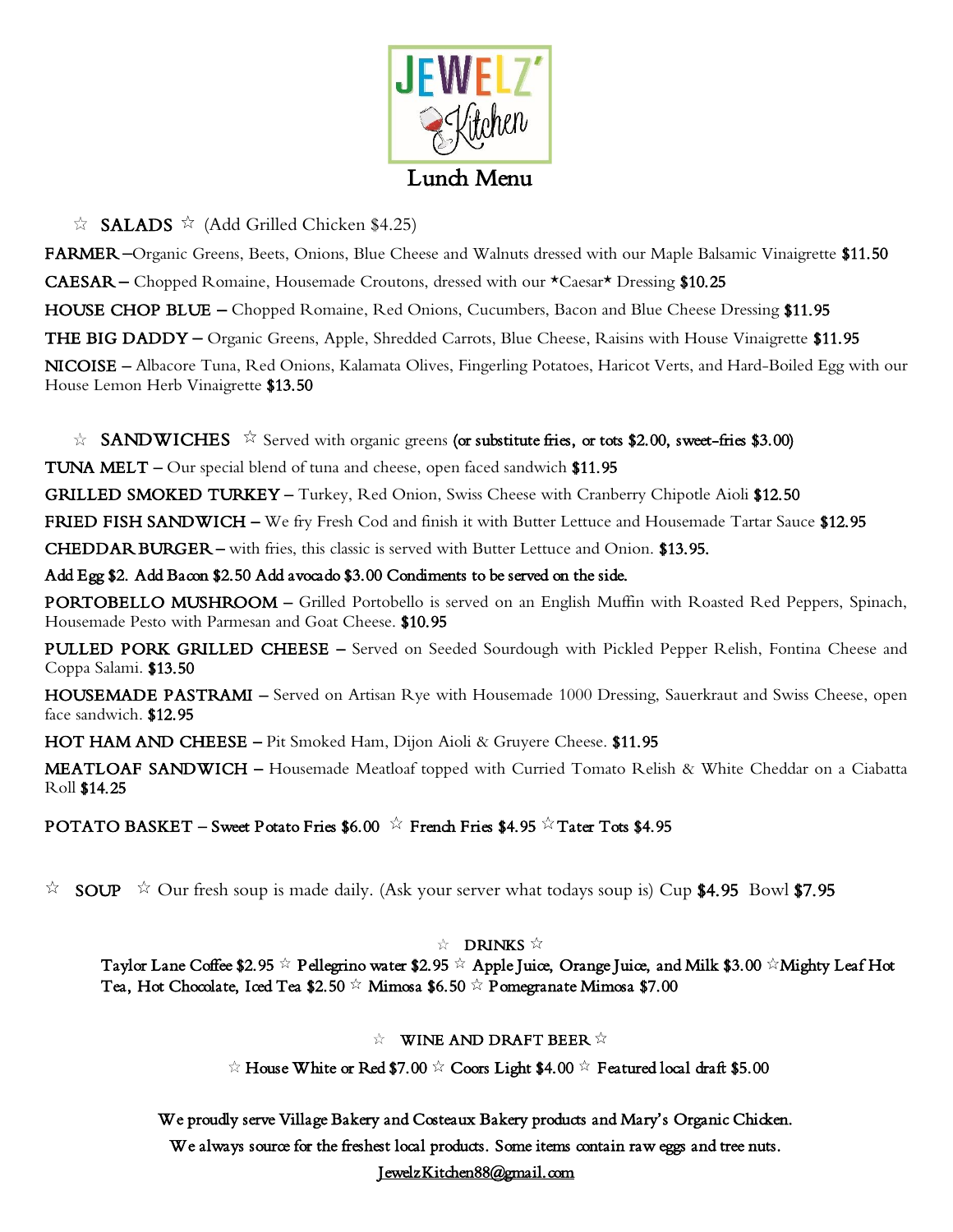# JEWELZ' Kitchen

## Lunch Menu

### ☆ SALADS ☆ (Add Grilled Chicken $4.25)

**FARMER** –Organic Greens, Beets, Onions, Blue Cheese and Walnuts dressed with our Maple Balsamic Vinaigrette **$11.50**

**CAESAR** – Chopped Romaine, Housemade Croutons, dressed with our \*Caesar\* Dressing **$10.25**

**HOUSE CHOP BLUE** – Chopped Romaine, Red Onions, Cucumbers, Bacon and Blue Cheese Dressing **$11.95**

**THE BIG DADDY** – Organic Greens, Apple, Shredded Carrots, Blue Cheese, Raisins with House Vinaigrette **$11.95**

**NICOISE** – Albacore Tuna, Red Onions, Kalamata Olives, Fingerling Potatoes, Haricot Verts, and Hard-Boiled Egg with our House Lemon Herb Vinaigrette **$13.50**

### ☆ SANDWICHES ☆ Served with organic greens (or substitute fries, or tots $2.00, sweet-fries $3.00)

**TUNA MELT** – Our special blend of tuna and cheese, open faced sandwich **$11.95**

**GRILLED SMOKED TURKEY** – Turkey, Red Onion, Swiss Cheese with Cranberry Chipotle Aioli **$12.50**

**FRIED FISH SANDWICH** – We fry Fresh Cod and finish it with Butter Lettuce and Housemade Tartar Sauce **$12.95**

**CHEDDAR BURGER** – with fries, this classic is served with Butter Lettuce and Onion. **$13.95.**

Add Egg $2. Add Bacon $2.50 Add avocado $3.00 Condiments to be served on the side.

**PORTOBELLO MUSHROOM** – Grilled Portobello is served on an English Muffin with Roasted Red Peppers, Spinach, Housemade Pesto with Parmesan and Goat Cheese. **$10.95**

**PULLED PORK GRILLED CHEESE** – Served on Seeded Sourdough with Pickled Pepper Relish, Fontina Cheese and Coppa Salami. **$13.50**

**HOUSEMADE PASTRAMI** – Served on Artisan Rye with Housemade 1000 Dressing, Sauerkraut and Swiss Cheese, open face sandwich. **$12.95**

**HOT HAM AND CHEESE** – Pit Smoked Ham, Dijon Aioli & Gruyere Cheese. **$11.95**

**MEATLOAF SANDWICH** – Housemade Meatloaf topped with Curried Tomato Relish & White Cheddar on a Ciabatta Roll **$14.25**

**POTATO BASKET** – Sweet Potato Fries $6.00 ☆ French Fries $4.95 ☆ Tater Tots $4.95

### ☆ SOUP ☆ Our fresh soup is made daily. (Ask your server what todays soup is) Cup **$4.95** Bowl **$7.95**

### ☆ DRINKS ☆

Taylor Lane Coffee $2.95 ☆ Pellegrino water $2.95 ☆ Apple Juice, Orange Juice, and Milk $3.00 ☆ Mighty Leaf Hot Tea, Hot Chocolate, Iced Tea $2.50 ☆ Mimosa $6.50 ☆ Pomegranate Mimosa $7.00

### ☆ WINE AND DRAFT BEER ☆

☆ House White or Red $7.00 ☆ Coors Light $4.00 ☆ Featured local draft $5.00

We proudly serve Village Bakery and Costeaux Bakery products and Mary's Organic Chicken.

We always source for the freshest local products. Some items contain raw eggs and tree nuts.

JewelzKitchen88@gmail.com